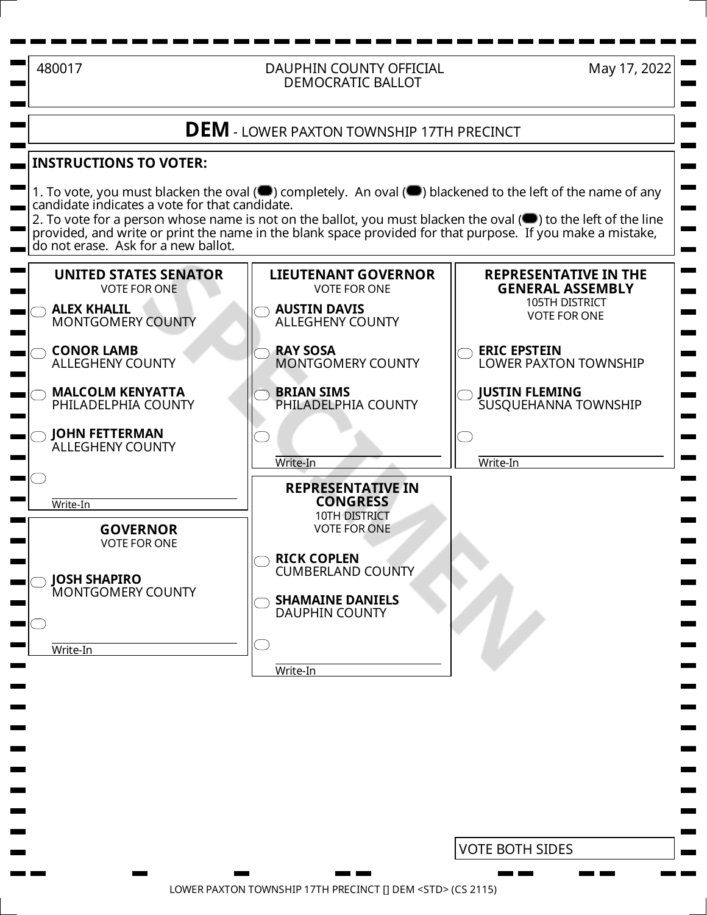480017

DAUPHIN COUNTY OFFICIAL
DEMOCRATIC BALLOT

May 17, 2022

# DEM - LOWER PAXTON TOWNSHIP 17TH PRECINCT

**INSTRUCTIONS TO VOTER:**

1. To vote, you must blacken the oval (⬬) completely. An oval (⬬) blackened to the left of the name of any candidate indicates a vote for that candidate.
2. To vote for a person whose name is not on the ballot, you must blacken the oval (⬬) to the left of the line provided, and write or print the name in the blank space provided for that purpose. If you make a mistake, do not erase. Ask for a new ballot.

## UNITED STATES SENATOR
VOTE FOR ONE

- ⬭ **ALEX KHALIL** MONTGOMERY COUNTY
- ⬭ **CONOR LAMB** ALLEGHENY COUNTY
- ⬭ **MALCOLM KENYATTA** PHILADELPHIA COUNTY
- ⬭ **JOHN FETTERMAN** ALLEGHENY COUNTY
- ⬭ ________ Write-In

## GOVERNOR
VOTE FOR ONE

- ⬭ **JOSH SHAPIRO** MONTGOMERY COUNTY
- ⬭ ________ Write-In

## LIEUTENANT GOVERNOR
VOTE FOR ONE

- ⬭ **AUSTIN DAVIS** ALLEGHENY COUNTY
- ⬭ **RAY SOSA** MONTGOMERY COUNTY
- ⬭ **BRIAN SIMS** PHILADELPHIA COUNTY
- ⬭ ________ Write-In

## REPRESENTATIVE IN CONGRESS
10TH DISTRICT
VOTE FOR ONE

- ⬭ **RICK COPLEN** CUMBERLAND COUNTY
- ⬭ **SHAMAINE DANIELS** DAUPHIN COUNTY
- ⬭ ________ Write-In

## REPRESENTATIVE IN THE GENERAL ASSEMBLY
105TH DISTRICT
VOTE FOR ONE

- ⬭ **ERIC EPSTEIN** LOWER PAXTON TOWNSHIP
- ⬭ **JUSTIN FLEMING** SUSQUEHANNA TOWNSHIP
- ⬭ ________ Write-In

VOTE BOTH SIDES

LOWER PAXTON TOWNSHIP 17TH PRECINCT [] DEM <STD> (CS 2115)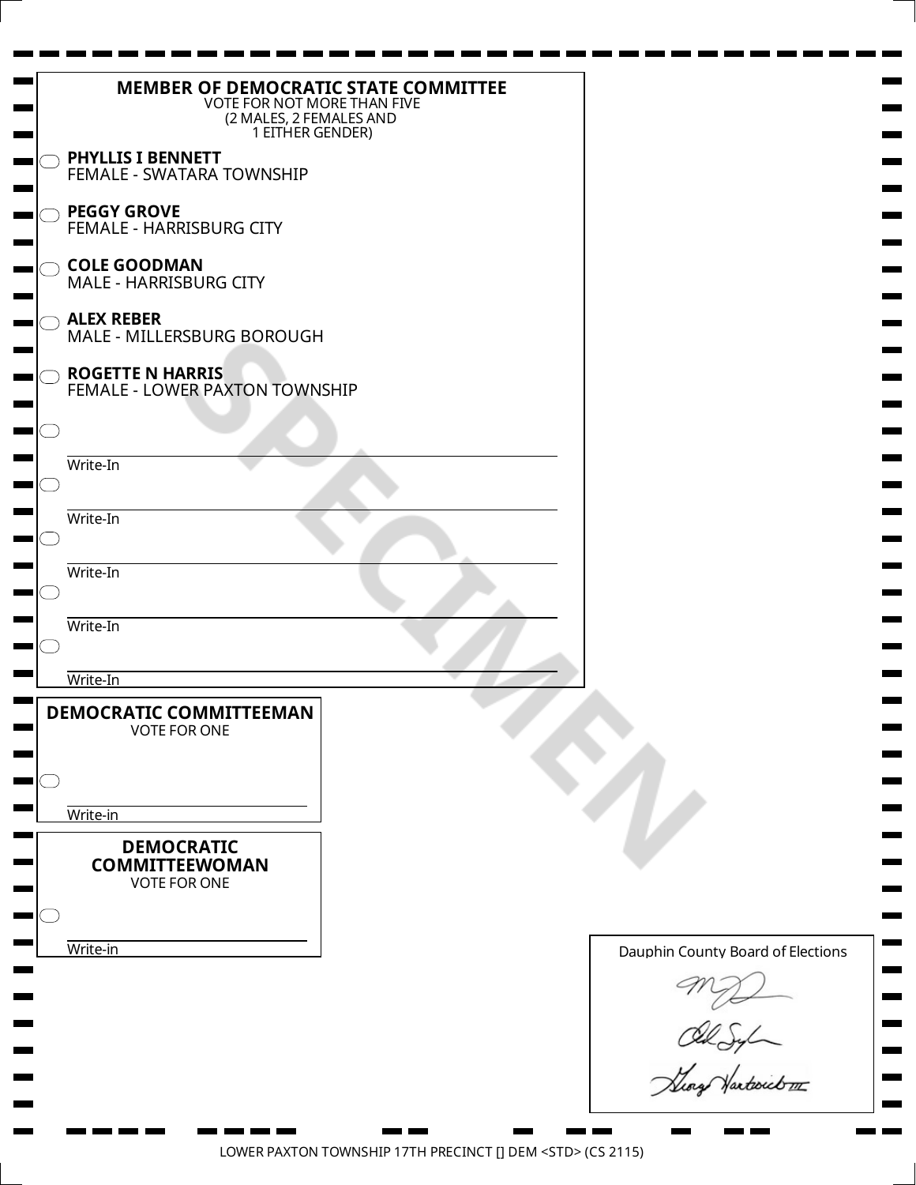## MEMBER OF DEMOCRATIC STATE COMMITTEE

VOTE FOR NOT MORE THAN FIVE
(2 MALES, 2 FEMALES AND
1 EITHER GENDER)

- **PHYLLIS I BENNETT**
  FEMALE - SWATARA TOWNSHIP
- **PEGGY GROVE**
  FEMALE - HARRISBURG CITY
- **COLE GOODMAN**
  MALE - HARRISBURG CITY
- **ALEX REBER**
  MALE - MILLERSBURG BOROUGH
- **ROGETTE N HARRIS**
  FEMALE - LOWER PAXTON TOWNSHIP
- Write-In
- Write-In
- Write-In
- Write-In
- Write-In

## DEMOCRATIC COMMITTEEMAN

VOTE FOR ONE

- Write-in

## DEMOCRATIC COMMITTEEWOMAN

VOTE FOR ONE

- Write-in

SPECIMEN

Dauphin County Board of Elections

LOWER PAXTON TOWNSHIP 17TH PRECINCT [] DEM <STD> (CS 2115)